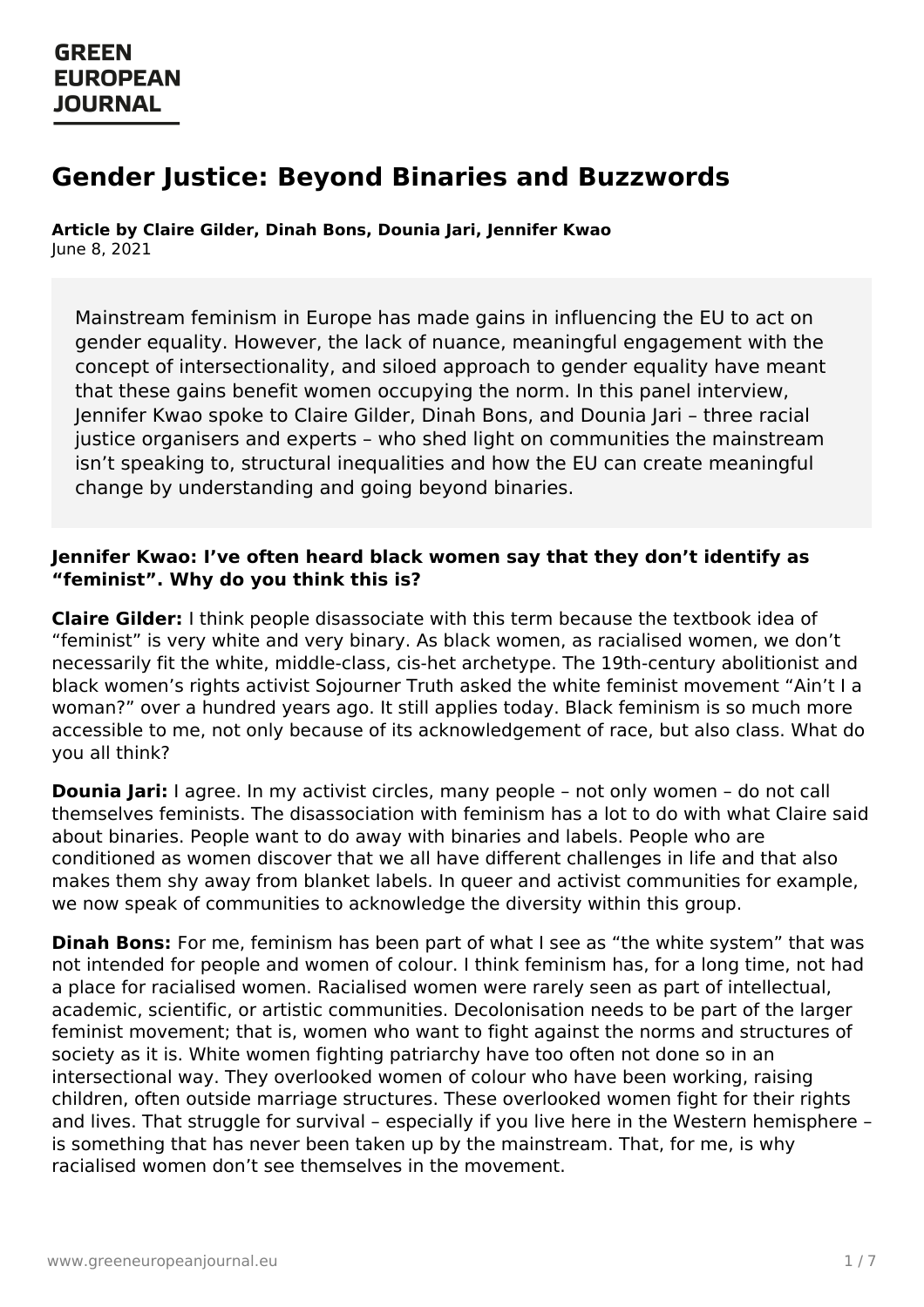# Gender Justice: Beyond Binaries and Buzzwords

**Article by Claire Gilder, Dinah Bons, Dounia Jari, Jennifer Kwao**
June 8, 2021

> Mainstream feminism in Europe has made gains in influencing the EU to act on gender equality. However, the lack of nuance, meaningful engagement with the concept of intersectionality, and siloed approach to gender equality have meant that these gains benefit women occupying the norm. In this panel interview, Jennifer Kwao spoke to Claire Gilder, Dinah Bons, and Dounia Jari – three racial justice organisers and experts – who shed light on communities the mainstream isn't speaking to, structural inequalities and how the EU can create meaningful change by understanding and going beyond binaries.

**Jennifer Kwao: I've often heard black women say that they don't identify as "feminist". Why do you think this is?**

**Claire Gilder:** I think people disassociate with this term because the textbook idea of "feminist" is very white and very binary. As black women, as racialised women, we don't necessarily fit the white, middle-class, cis-het archetype. The 19th-century abolitionist and black women's rights activist Sojourner Truth asked the white feminist movement "Ain't I a woman?" over a hundred years ago. It still applies today. Black feminism is so much more accessible to me, not only because of its acknowledgement of race, but also class. What do you all think?

**Dounia Jari:** I agree. In my activist circles, many people – not only women – do not call themselves feminists. The disassociation with feminism has a lot to do with what Claire said about binaries. People want to do away with binaries and labels. People who are conditioned as women discover that we all have different challenges in life and that also makes them shy away from blanket labels. In queer and activist communities for example, we now speak of communities to acknowledge the diversity within this group.

**Dinah Bons:** For me, feminism has been part of what I see as "the white system" that was not intended for people and women of colour. I think feminism has, for a long time, not had a place for racialised women. Racialised women were rarely seen as part of intellectual, academic, scientific, or artistic communities. Decolonisation needs to be part of the larger feminist movement; that is, women who want to fight against the norms and structures of society as it is. White women fighting patriarchy have too often not done so in an intersectional way. They overlooked women of colour who have been working, raising children, often outside marriage structures. These overlooked women fight for their rights and lives. That struggle for survival – especially if you live here in the Western hemisphere – is something that has never been taken up by the mainstream. That, for me, is why racialised women don't see themselves in the movement.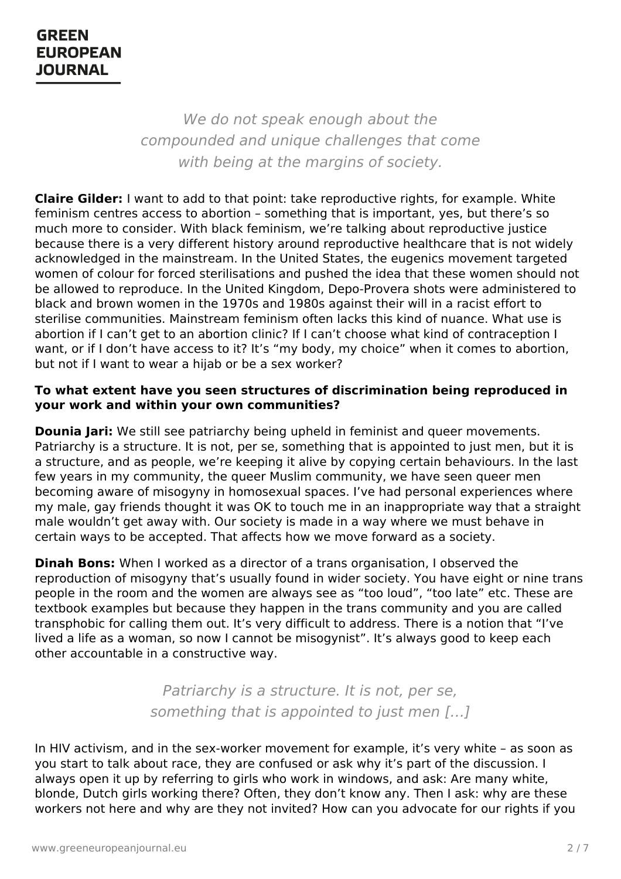*We do not speak enough about the compounded and unique challenges that come with being at the margins of society.*

**Claire Gilder:** I want to add to that point: take reproductive rights, for example. White feminism centres access to abortion – something that is important, yes, but there's so much more to consider. With black feminism, we're talking about reproductive justice because there is a very different history around reproductive healthcare that is not widely acknowledged in the mainstream. In the United States, the eugenics movement targeted women of colour for forced sterilisations and pushed the idea that these women should not be allowed to reproduce. In the United Kingdom, Depo-Provera shots were administered to black and brown women in the 1970s and 1980s against their will in a racist effort to sterilise communities. Mainstream feminism often lacks this kind of nuance. What use is abortion if I can't get to an abortion clinic? If I can't choose what kind of contraception I want, or if I don't have access to it? It's "my body, my choice" when it comes to abortion, but not if I want to wear a hijab or be a sex worker?

**To what extent have you seen structures of discrimination being reproduced in your work and within your own communities?**

**Dounia Jari:** We still see patriarchy being upheld in feminist and queer movements. Patriarchy is a structure. It is not, per se, something that is appointed to just men, but it is a structure, and as people, we're keeping it alive by copying certain behaviours. In the last few years in my community, the queer Muslim community, we have seen queer men becoming aware of misogyny in homosexual spaces. I've had personal experiences where my male, gay friends thought it was OK to touch me in an inappropriate way that a straight male wouldn't get away with. Our society is made in a way where we must behave in certain ways to be accepted. That affects how we move forward as a society.

**Dinah Bons:** When I worked as a director of a trans organisation, I observed the reproduction of misogyny that's usually found in wider society. You have eight or nine trans people in the room and the women are always see as "too loud", "too late" etc. These are textbook examples but because they happen in the trans community and you are called transphobic for calling them out. It's very difficult to address. There is a notion that "I've lived a life as a woman, so now I cannot be misogynist". It's always good to keep each other accountable in a constructive way.

*Patriarchy is a structure. It is not, per se, something that is appointed to just men […]*

In HIV activism, and in the sex-worker movement for example, it's very white – as soon as you start to talk about race, they are confused or ask why it's part of the discussion. I always open it up by referring to girls who work in windows, and ask: Are many white, blonde, Dutch girls working there? Often, they don't know any. Then I ask: why are these workers not here and why are they not invited? How can you advocate for our rights if you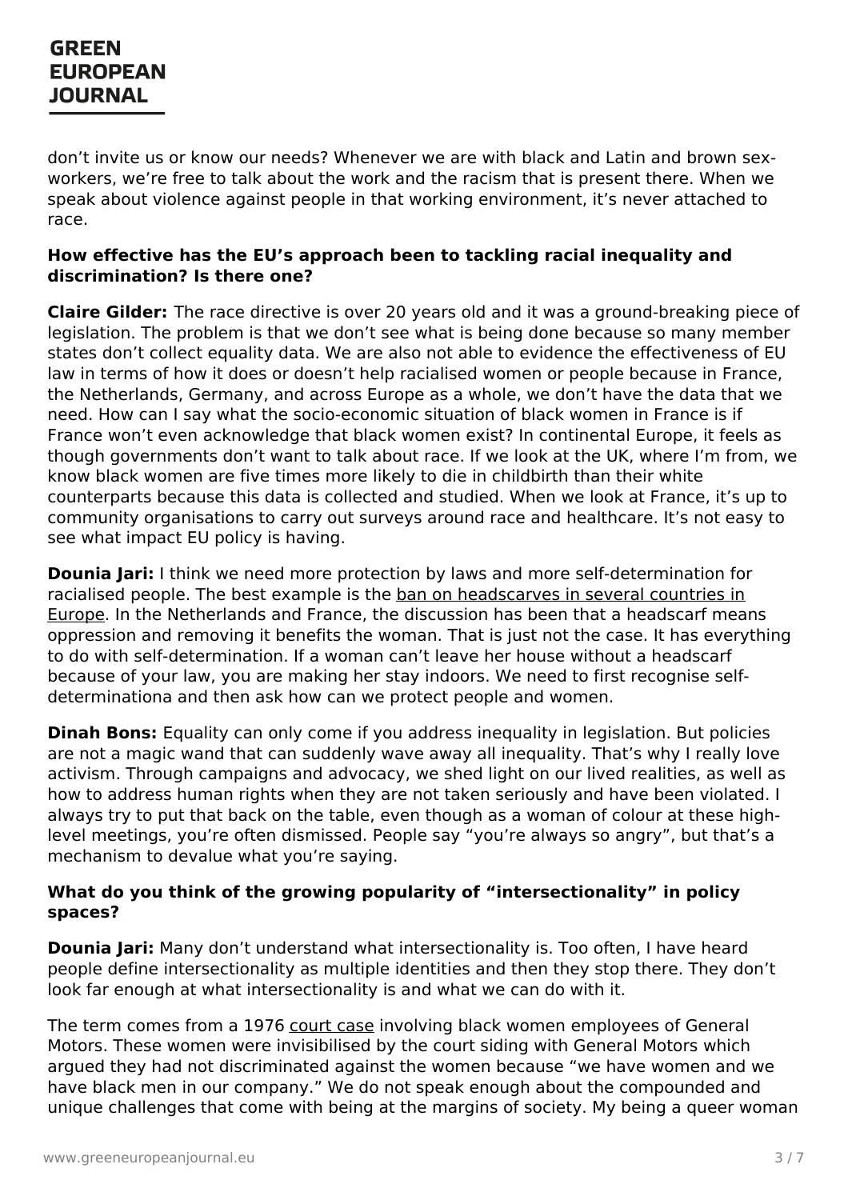don't invite us or know our needs? Whenever we are with black and Latin and brown sex-workers, we're free to talk about the work and the racism that is present there. When we speak about violence against people in that working environment, it's never attached to race.

**How effective has the EU's approach been to tackling racial inequality and discrimination? Is there one?**

**Claire Gilder:** The race directive is over 20 years old and it was a ground-breaking piece of legislation. The problem is that we don't see what is being done because so many member states don't collect equality data. We are also not able to evidence the effectiveness of EU law in terms of how it does or doesn't help racialised women or people because in France, the Netherlands, Germany, and across Europe as a whole, we don't have the data that we need. How can I say what the socio-economic situation of black women in France is if France won't even acknowledge that black women exist? In continental Europe, it feels as though governments don't want to talk about race. If we look at the UK, where I'm from, we know black women are five times more likely to die in childbirth than their white counterparts because this data is collected and studied. When we look at France, it's up to community organisations to carry out surveys around race and healthcare. It's not easy to see what impact EU policy is having.

**Dounia Jari:** I think we need more protection by laws and more self-determination for racialised people. The best example is the ban on headscarves in several countries in Europe. In the Netherlands and France, the discussion has been that a headscarf means oppression and removing it benefits the woman. That is just not the case. It has everything to do with self-determination. If a woman can't leave her house without a headscarf because of your law, you are making her stay indoors. We need to first recognise self-determinationa and then ask how can we protect people and women.

**Dinah Bons:** Equality can only come if you address inequality in legislation. But policies are not a magic wand that can suddenly wave away all inequality. That's why I really love activism. Through campaigns and advocacy, we shed light on our lived realities, as well as how to address human rights when they are not taken seriously and have been violated. I always try to put that back on the table, even though as a woman of colour at these high-level meetings, you're often dismissed. People say "you're always so angry", but that's a mechanism to devalue what you're saying.

**What do you think of the growing popularity of "intersectionality" in policy spaces?**

**Dounia Jari:** Many don't understand what intersectionality is. Too often, I have heard people define intersectionality as multiple identities and then they stop there. They don't look far enough at what intersectionality is and what we can do with it.

The term comes from a 1976 court case involving black women employees of General Motors. These women were invisibilised by the court siding with General Motors which argued they had not discriminated against the women because "we have women and we have black men in our company." We do not speak enough about the compounded and unique challenges that come with being at the margins of society. My being a queer woman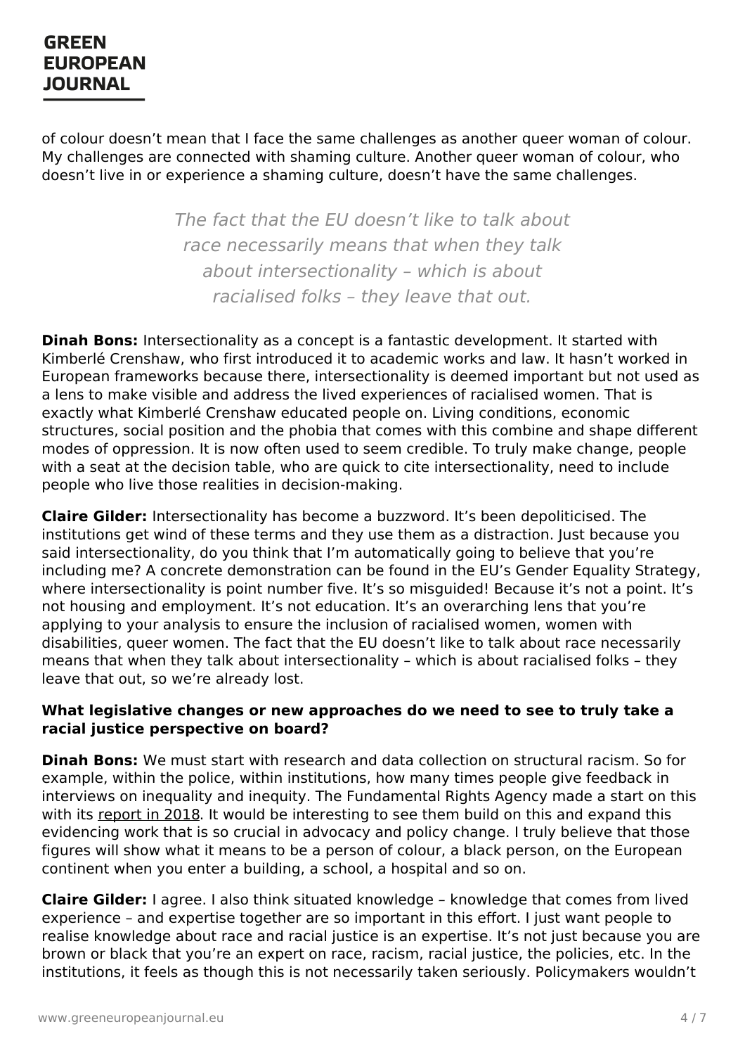of colour doesn't mean that I face the same challenges as another queer woman of colour. My challenges are connected with shaming culture. Another queer woman of colour, who doesn't live in or experience a shaming culture, doesn't have the same challenges.

> *The fact that the EU doesn't like to talk about race necessarily means that when they talk about intersectionality – which is about racialised folks – they leave that out.*

**Dinah Bons:** Intersectionality as a concept is a fantastic development. It started with Kimberlé Crenshaw, who first introduced it to academic works and law. It hasn't worked in European frameworks because there, intersectionality is deemed important but not used as a lens to make visible and address the lived experiences of racialised women. That is exactly what Kimberlé Crenshaw educated people on. Living conditions, economic structures, social position and the phobia that comes with this combine and shape different modes of oppression. It is now often used to seem credible. To truly make change, people with a seat at the decision table, who are quick to cite intersectionality, need to include people who live those realities in decision-making.

**Claire Gilder:** Intersectionality has become a buzzword. It's been depoliticised. The institutions get wind of these terms and they use them as a distraction. Just because you said intersectionality, do you think that I'm automatically going to believe that you're including me? A concrete demonstration can be found in the EU's Gender Equality Strategy, where intersectionality is point number five. It's so misguided! Because it's not a point. It's not housing and employment. It's not education. It's an overarching lens that you're applying to your analysis to ensure the inclusion of racialised women, women with disabilities, queer women. The fact that the EU doesn't like to talk about race necessarily means that when they talk about intersectionality – which is about racialised folks – they leave that out, so we're already lost.

**What legislative changes or new approaches do we need to see to truly take a racial justice perspective on board?**

**Dinah Bons:** We must start with research and data collection on structural racism. So for example, within the police, within institutions, how many times people give feedback in interviews on inequality and inequity. The Fundamental Rights Agency made a start on this with its report in 2018. It would be interesting to see them build on this and expand this evidencing work that is so crucial in advocacy and policy change. I truly believe that those figures will show what it means to be a person of colour, a black person, on the European continent when you enter a building, a school, a hospital and so on.

**Claire Gilder:** I agree. I also think situated knowledge – knowledge that comes from lived experience – and expertise together are so important in this effort. I just want people to realise knowledge about race and racial justice is an expertise. It's not just because you are brown or black that you're an expert on race, racism, racial justice, the policies, etc. In the institutions, it feels as though this is not necessarily taken seriously. Policymakers wouldn't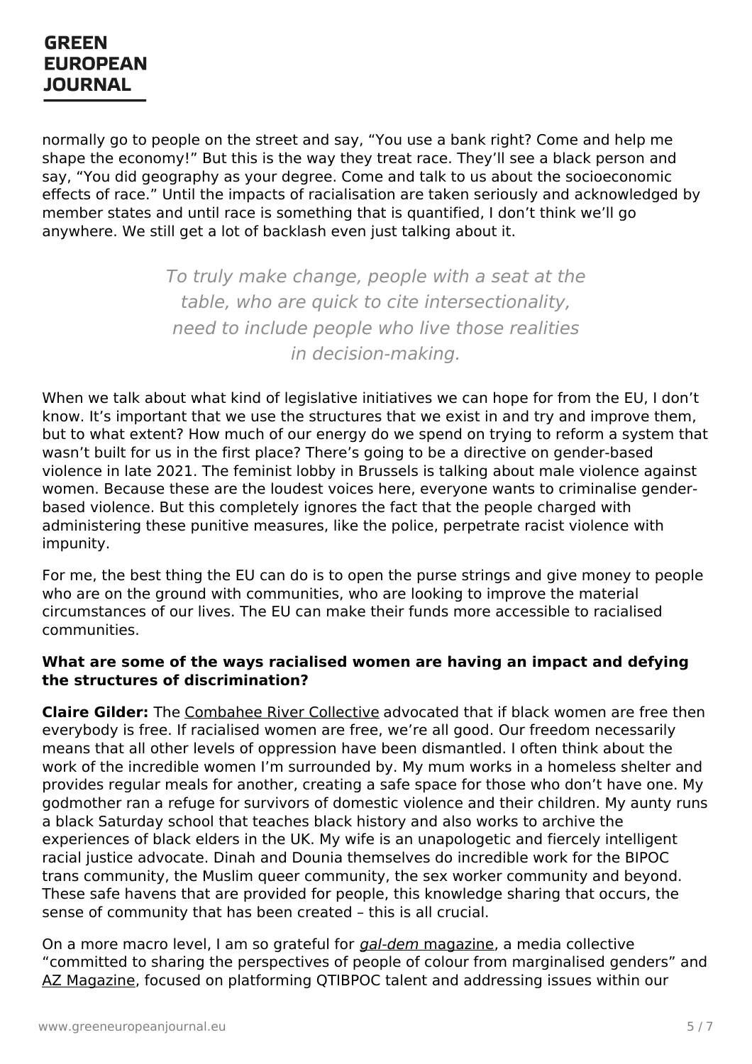normally go to people on the street and say, "You use a bank right? Come and help me shape the economy!" But this is the way they treat race. They'll see a black person and say, "You did geography as your degree. Come and talk to us about the socioeconomic effects of race." Until the impacts of racialisation are taken seriously and acknowledged by member states and until race is something that is quantified, I don't think we'll go anywhere. We still get a lot of backlash even just talking about it.

> *To truly make change, people with a seat at the table, who are quick to cite intersectionality, need to include people who live those realities in decision-making.*

When we talk about what kind of legislative initiatives we can hope for from the EU, I don't know. It's important that we use the structures that we exist in and try and improve them, but to what extent? How much of our energy do we spend on trying to reform a system that wasn't built for us in the first place? There's going to be a directive on gender-based violence in late 2021. The feminist lobby in Brussels is talking about male violence against women. Because these are the loudest voices here, everyone wants to criminalise gender-based violence. But this completely ignores the fact that the people charged with administering these punitive measures, like the police, perpetrate racist violence with impunity.

For me, the best thing the EU can do is to open the purse strings and give money to people who are on the ground with communities, who are looking to improve the material circumstances of our lives. The EU can make their funds more accessible to racialised communities.

**What are some of the ways racialised women are having an impact and defying the structures of discrimination?**

**Claire Gilder:** The Combahee River Collective advocated that if black women are free then everybody is free. If racialised women are free, we're all good. Our freedom necessarily means that all other levels of oppression have been dismantled. I often think about the work of the incredible women I'm surrounded by. My mum works in a homeless shelter and provides regular meals for another, creating a safe space for those who don't have one. My godmother ran a refuge for survivors of domestic violence and their children. My aunty runs a black Saturday school that teaches black history and also works to archive the experiences of black elders in the UK. My wife is an unapologetic and fiercely intelligent racial justice advocate. Dinah and Dounia themselves do incredible work for the BIPOC trans community, the Muslim queer community, the sex worker community and beyond. These safe havens that are provided for people, this knowledge sharing that occurs, the sense of community that has been created – this is all crucial.

On a more macro level, I am so grateful for *gal-dem* magazine, a media collective "committed to sharing the perspectives of people of colour from marginalised genders" and AZ Magazine, focused on platforming QTIBPOC talent and addressing issues within our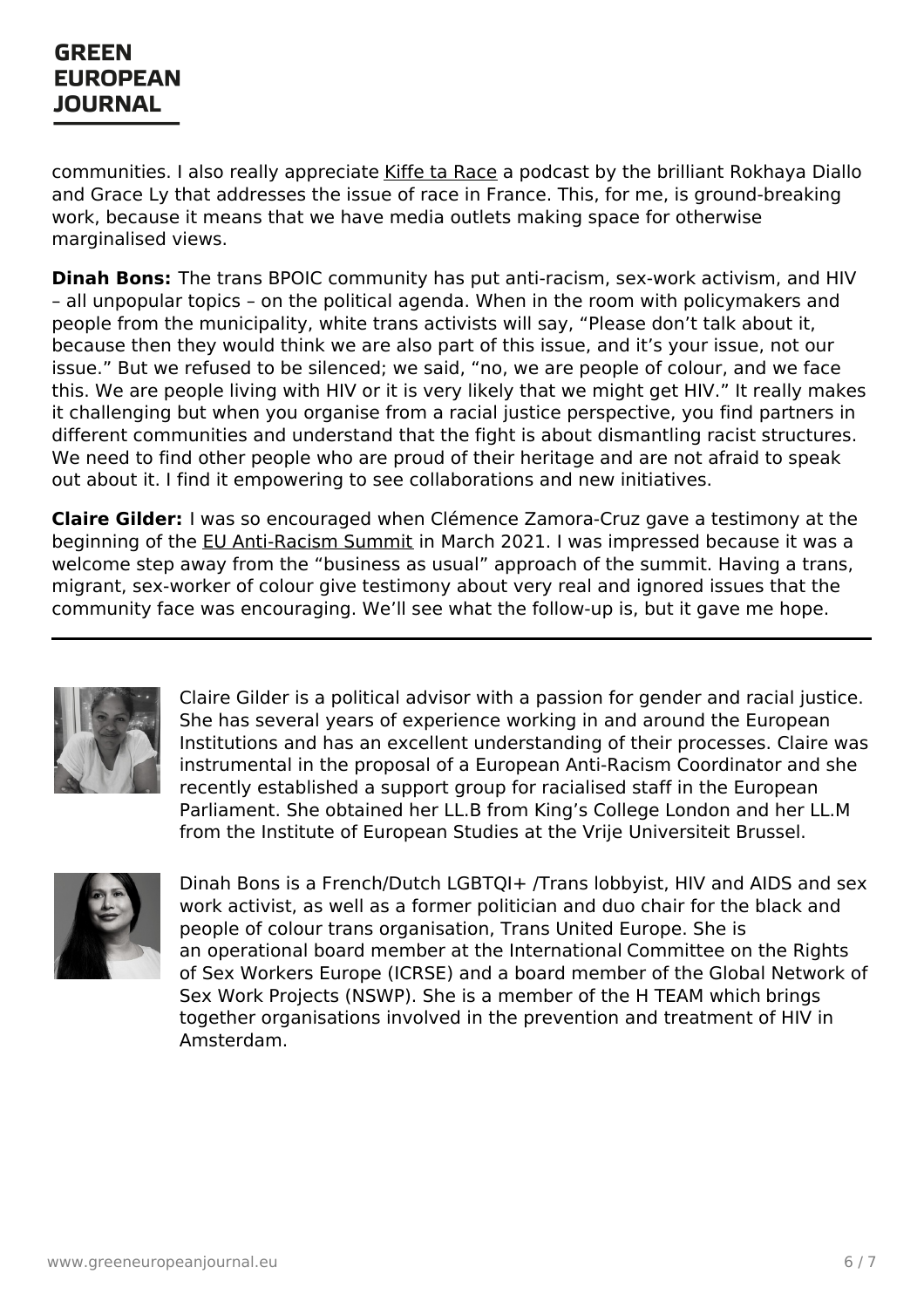communities. I also really appreciate Kiffe ta Race a podcast by the brilliant Rokhaya Diallo and Grace Ly that addresses the issue of race in France. This, for me, is ground-breaking work, because it means that we have media outlets making space for otherwise marginalised views.

**Dinah Bons:** The trans BPOIC community has put anti-racism, sex-work activism, and HIV – all unpopular topics – on the political agenda. When in the room with policymakers and people from the municipality, white trans activists will say, "Please don't talk about it, because then they would think we are also part of this issue, and it's your issue, not our issue." But we refused to be silenced; we said, "no, we are people of colour, and we face this. We are people living with HIV or it is very likely that we might get HIV." It really makes it challenging but when you organise from a racial justice perspective, you find partners in different communities and understand that the fight is about dismantling racist structures. We need to find other people who are proud of their heritage and are not afraid to speak out about it. I find it empowering to see collaborations and new initiatives.

**Claire Gilder:** I was so encouraged when Clémence Zamora-Cruz gave a testimony at the beginning of the EU Anti-Racism Summit in March 2021. I was impressed because it was a welcome step away from the "business as usual" approach of the summit. Having a trans, migrant, sex-worker of colour give testimony about very real and ignored issues that the community face was encouraging. We'll see what the follow-up is, but it gave me hope.

---

Claire Gilder is a political advisor with a passion for gender and racial justice. She has several years of experience working in and around the European Institutions and has an excellent understanding of their processes. Claire was instrumental in the proposal of a European Anti-Racism Coordinator and she recently established a support group for racialised staff in the European Parliament. She obtained her LL.B from King's College London and her LL.M from the Institute of European Studies at the Vrije Universiteit Brussel.

Dinah Bons is a French/Dutch LGBTQI+ /Trans lobbyist, HIV and AIDS and sex work activist, as well as a former politician and duo chair for the black and people of colour trans organisation, Trans United Europe. She is an operational board member at the International Committee on the Rights of Sex Workers Europe (ICRSE) and a board member of the Global Network of Sex Work Projects (NSWP). She is a member of the H TEAM which brings together organisations involved in the prevention and treatment of HIV in Amsterdam.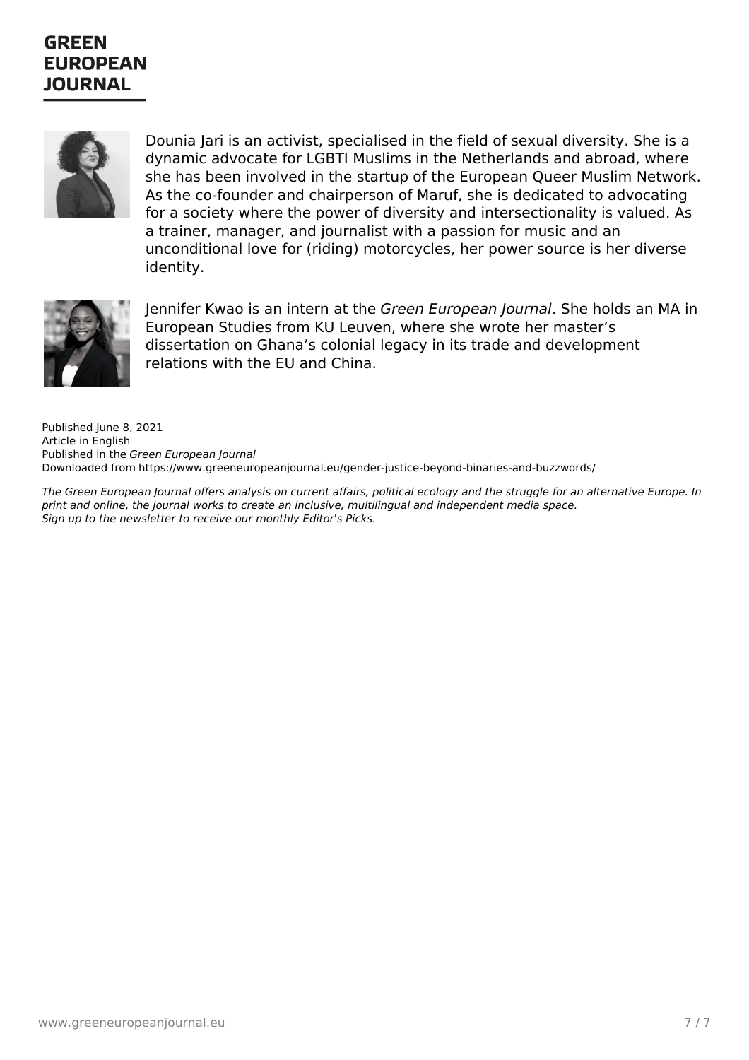Dounia Jari is an activist, specialised in the field of sexual diversity. She is a dynamic advocate for LGBTI Muslims in the Netherlands and abroad, where she has been involved in the startup of the European Queer Muslim Network. As the co-founder and chairperson of Maruf, she is dedicated to advocating for a society where the power of diversity and intersectionality is valued. As a trainer, manager, and journalist with a passion for music and an unconditional love for (riding) motorcycles, her power source is her diverse identity.

Jennifer Kwao is an intern at the *Green European Journal*. She holds an MA in European Studies from KU Leuven, where she wrote her master's dissertation on Ghana's colonial legacy in its trade and development relations with the EU and China.

Published June 8, 2021
Article in English
Published in the *Green European Journal*
Downloaded from https://www.greeneuropeanjournal.eu/gender-justice-beyond-binaries-and-buzzwords/

*The Green European Journal offers analysis on current affairs, political ecology and the struggle for an alternative Europe. In print and online, the journal works to create an inclusive, multilingual and independent media space. Sign up to the newsletter to receive our monthly Editor's Picks.*